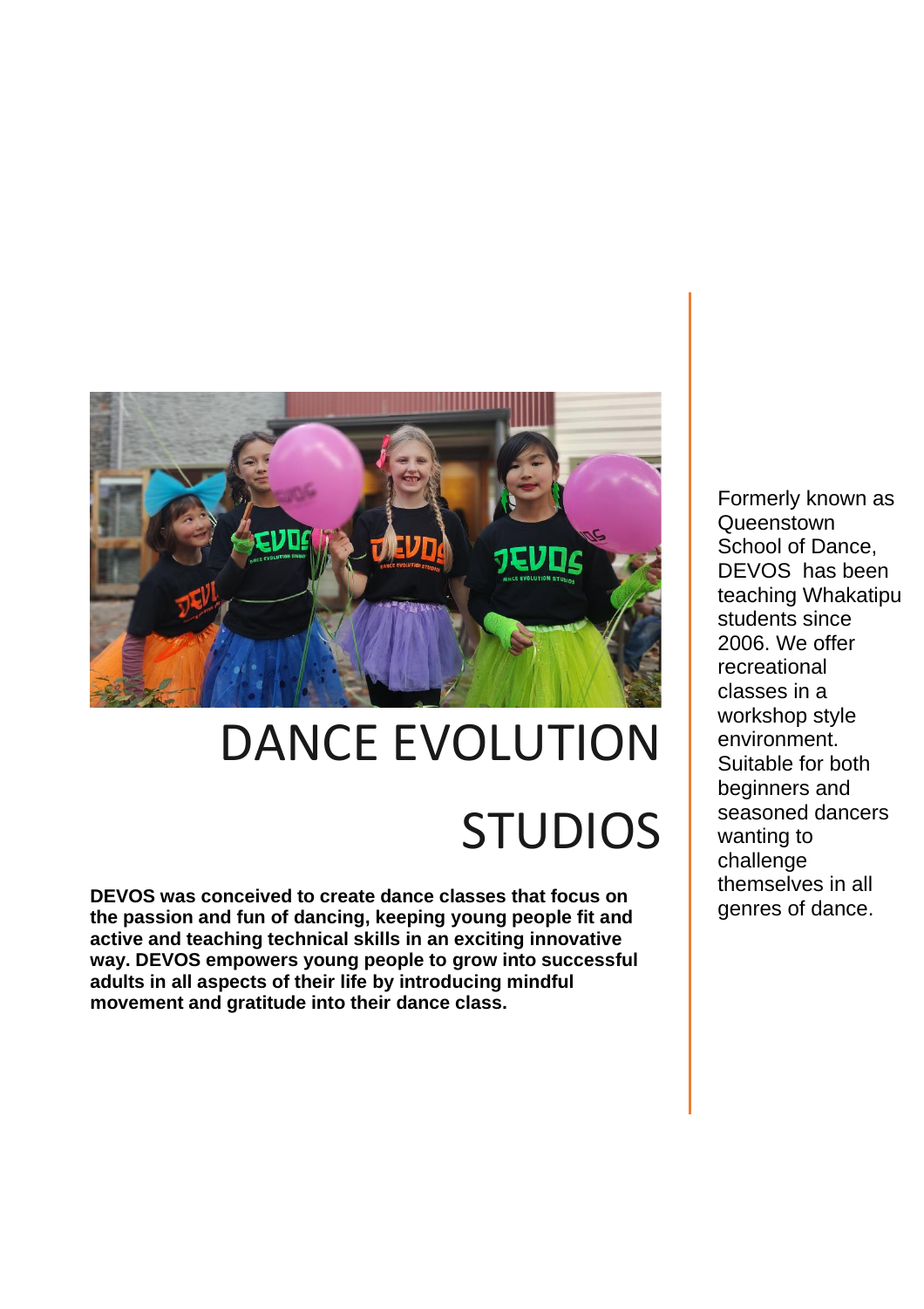# DANCE EVOLUTION STUDIOS

**DEVOS was conceived to create dance classes that focus on the passion and fun of dancing, keeping young people fit and active and teaching technical skills in an exciting innovative way. DEVOS empowers young people to grow into successful adults in all aspects of their life by introducing mindful movement and gratitude into their dance class.**

Formerly known as Queenstown School of Dance, DEVOS has been teaching Whakatipu students since 2006. We offer recreational classes in a workshop style environment. Suitable for both beginners and seasoned dancers wanting to challenge themselves in all genres of dance.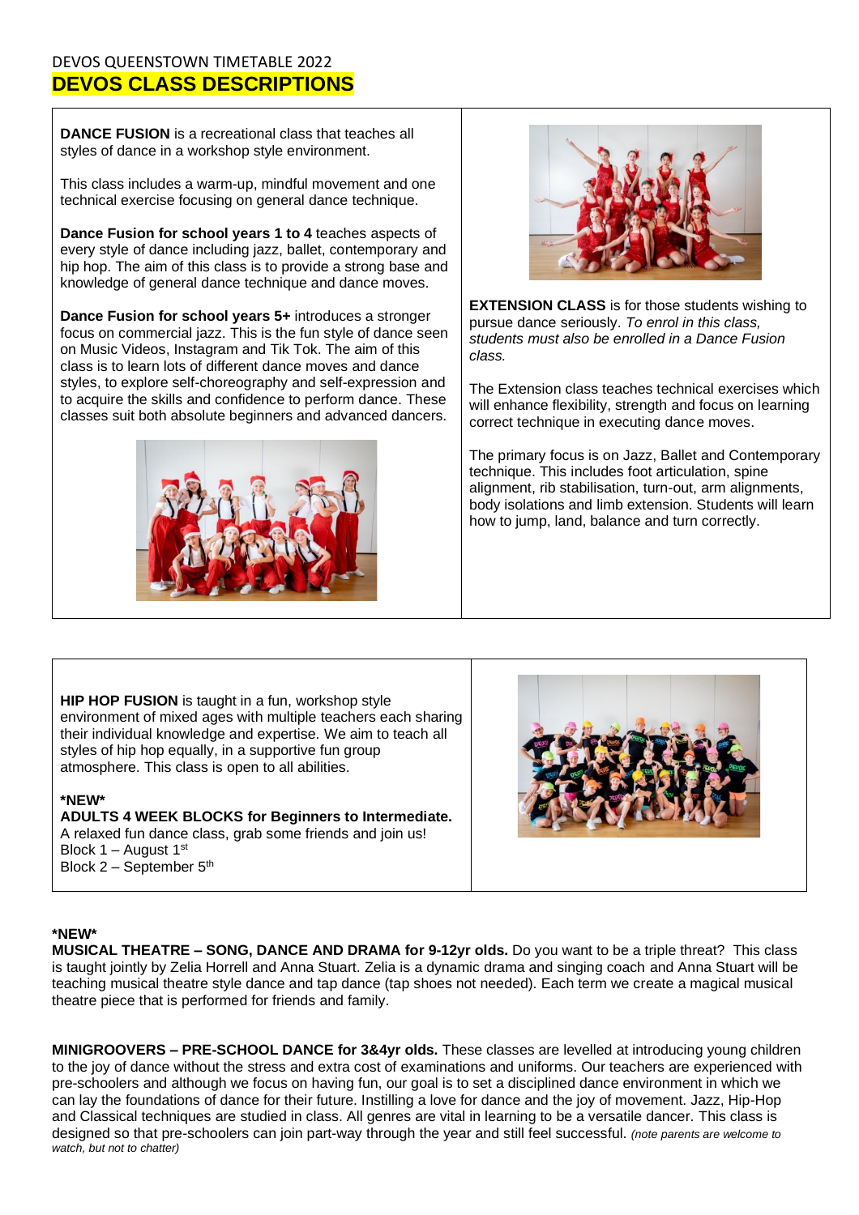DEVOS QUEENSTOWN TIMETABLE 2022

# DEVOS CLASS DESCRIPTIONS

**DANCE FUSION** is a recreational class that teaches all styles of dance in a workshop style environment.

This class includes a warm-up, mindful movement and one technical exercise focusing on general dance technique.

**Dance Fusion for school years 1 to 4** teaches aspects of every style of dance including jazz, ballet, contemporary and hip hop. The aim of this class is to provide a strong base and knowledge of general dance technique and dance moves.

**Dance Fusion for school years 5+** introduces a stronger focus on commercial jazz. This is the fun style of dance seen on Music Videos, Instagram and Tik Tok. The aim of this class is to learn lots of different dance moves and dance styles, to explore self-choreography and self-expression and to acquire the skills and confidence to perform dance. These classes suit both absolute beginners and advanced dancers.

**EXTENSION CLASS** is for those students wishing to pursue dance seriously. *To enrol in this class, students must also be enrolled in a Dance Fusion class.*

The Extension class teaches technical exercises which will enhance flexibility, strength and focus on learning correct technique in executing dance moves.

The primary focus is on Jazz, Ballet and Contemporary technique. This includes foot articulation, spine alignment, rib stabilisation, turn-out, arm alignments, body isolations and limb extension. Students will learn how to jump, land, balance and turn correctly.

**HIP HOP FUSION** is taught in a fun, workshop style environment of mixed ages with multiple teachers each sharing their individual knowledge and expertise. We aim to teach all styles of hip hop equally, in a supportive fun group atmosphere. This class is open to all abilities.

**\*NEW\***
**ADULTS 4 WEEK BLOCKS for Beginners to Intermediate.**
A relaxed fun dance class, grab some friends and join us!
Block 1 – August 1st
Block 2 – September 5th

**\*NEW\***
**MUSICAL THEATRE – SONG, DANCE AND DRAMA for 9-12yr olds.** Do you want to be a triple threat? This class is taught jointly by Zelia Horrell and Anna Stuart. Zelia is a dynamic drama and singing coach and Anna Stuart will be teaching musical theatre style dance and tap dance (tap shoes not needed). Each term we create a magical musical theatre piece that is performed for friends and family.

**MINIGROOVERS – PRE-SCHOOL DANCE for 3&4yr olds.** These classes are levelled at introducing young children to the joy of dance without the stress and extra cost of examinations and uniforms. Our teachers are experienced with pre-schoolers and although we focus on having fun, our goal is to set a disciplined dance environment in which we can lay the foundations of dance for their future. Instilling a love for dance and the joy of movement. Jazz, Hip-Hop and Classical techniques are studied in class. All genres are vital in learning to be a versatile dancer. This class is designed so that pre-schoolers can join part-way through the year and still feel successful. *(note parents are welcome to watch, but not to chatter)*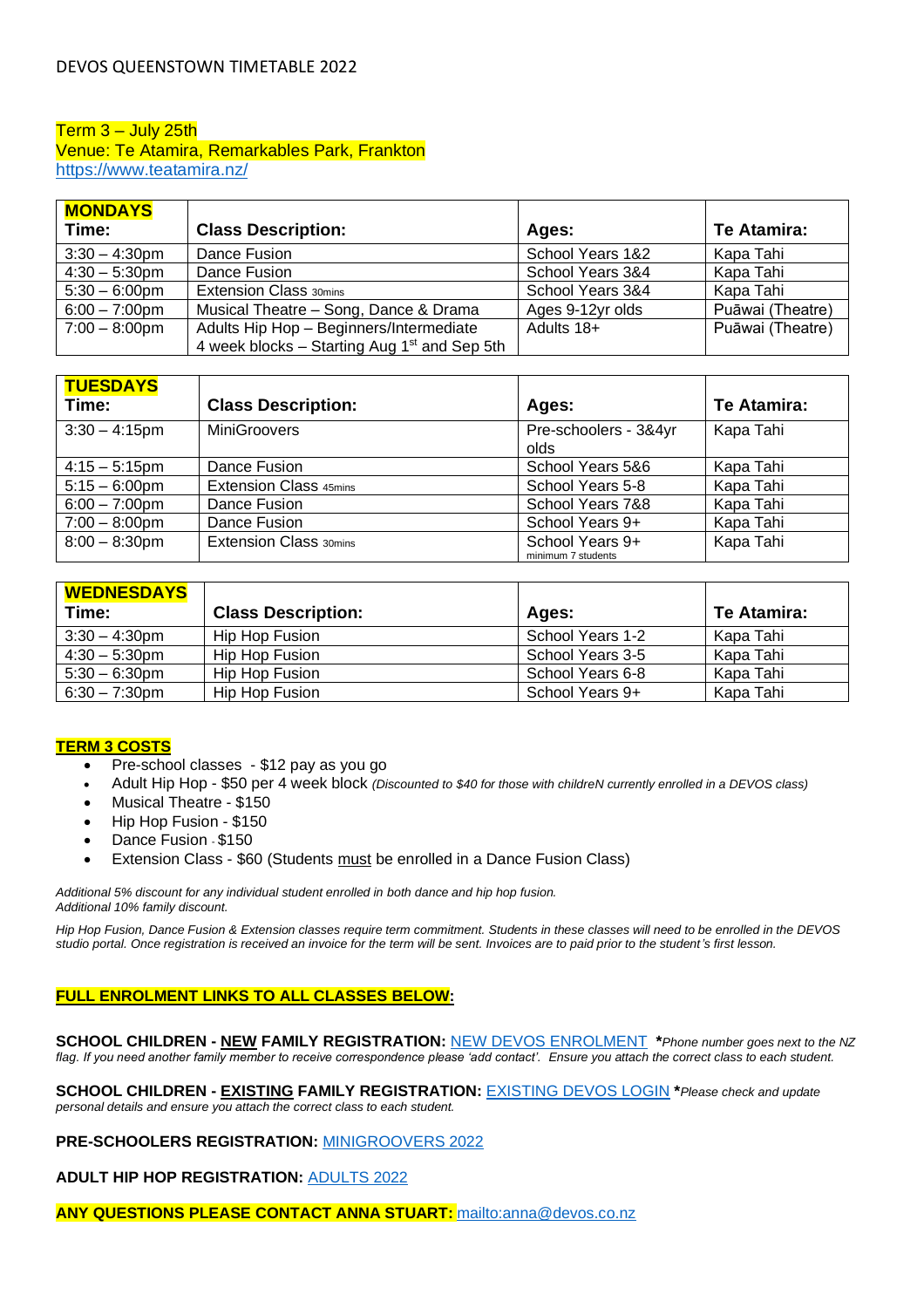DEVOS QUEENSTOWN TIMETABLE 2022

Term 3 – July 25th
Venue: Te Atamira, Remarkables Park, Frankton
https://www.teatamira.nz/

| **MONDAYS** Time: | Class Description: | Ages: | Te Atamira: |
|---|---|---|---|
| 3:30 – 4:30pm | Dance Fusion | School Years 1&2 | Kapa Tahi |
| 4:30 – 5:30pm | Dance Fusion | School Years 3&4 | Kapa Tahi |
| 5:30 – 6:00pm | Extension Class 30mins | School Years 3&4 | Kapa Tahi |
| 6:00 – 7:00pm | Musical Theatre – Song, Dance & Drama | Ages 9-12yr olds | Puāwai (Theatre) |
| 7:00 – 8:00pm | Adults Hip Hop – Beginners/Intermediate 4 week blocks – Starting Aug 1st and Sep 5th | Adults 18+ | Puāwai (Theatre) |

| **TUESDAYS** Time: | Class Description: | Ages: | Te Atamira: |
|---|---|---|---|
| 3:30 – 4:15pm | MiniGroovers | Pre-schoolers - 3&4yr olds | Kapa Tahi |
| 4:15 – 5:15pm | Dance Fusion | School Years 5&6 | Kapa Tahi |
| 5:15 – 6:00pm | Extension Class 45mins | School Years 5-8 | Kapa Tahi |
| 6:00 – 7:00pm | Dance Fusion | School Years 7&8 | Kapa Tahi |
| 7:00 – 8:00pm | Dance Fusion | School Years 9+ | Kapa Tahi |
| 8:00 – 8:30pm | Extension Class 30mins | School Years 9+ minimum 7 students | Kapa Tahi |

| **WEDNESDAYS** Time: | Class Description: | Ages: | Te Atamira: |
|---|---|---|---|
| 3:30 – 4:30pm | Hip Hop Fusion | School Years 1-2 | Kapa Tahi |
| 4:30 – 5:30pm | Hip Hop Fusion | School Years 3-5 | Kapa Tahi |
| 5:30 – 6:30pm | Hip Hop Fusion | School Years 6-8 | Kapa Tahi |
| 6:30 – 7:30pm | Hip Hop Fusion | School Years 9+ | Kapa Tahi |

**TERM 3 COSTS**

- Pre-school classes - $12 pay as you go
- Adult Hip Hop - $50 per 4 week block *(Discounted to $40 for those with childreN currently enrolled in a DEVOS class)*
- Musical Theatre - $150
- Hip Hop Fusion - $150
- Dance Fusion - $150
- Extension Class - $60 (Students must be enrolled in a Dance Fusion Class)

*Additional 5% discount for any individual student enrolled in both dance and hip hop fusion.*
*Additional 10% family discount.*

*Hip Hop Fusion, Dance Fusion & Extension classes require term commitment. Students in these classes will need to be enrolled in the DEVOS studio portal. Once registration is received an invoice for the term will be sent. Invoices are to paid prior to the student's first lesson.*

**FULL ENROLMENT LINKS TO ALL CLASSES BELOW:**

**SCHOOL CHILDREN - NEW FAMILY REGISTRATION:** NEW DEVOS ENROLMENT ***Phone number goes next to the NZ flag. If you need another family member to receive correspondence please 'add contact'. Ensure you attach the correct class to each student.***

**SCHOOL CHILDREN - EXISTING FAMILY REGISTRATION:** EXISTING DEVOS LOGIN ***Please check and update personal details and ensure you attach the correct class to each student.***

**PRE-SCHOOLERS REGISTRATION:** MINIGROOVERS 2022

**ADULT HIP HOP REGISTRATION:** ADULTS 2022

**ANY QUESTIONS PLEASE CONTACT ANNA STUART:** mailto:anna@devos.co.nz